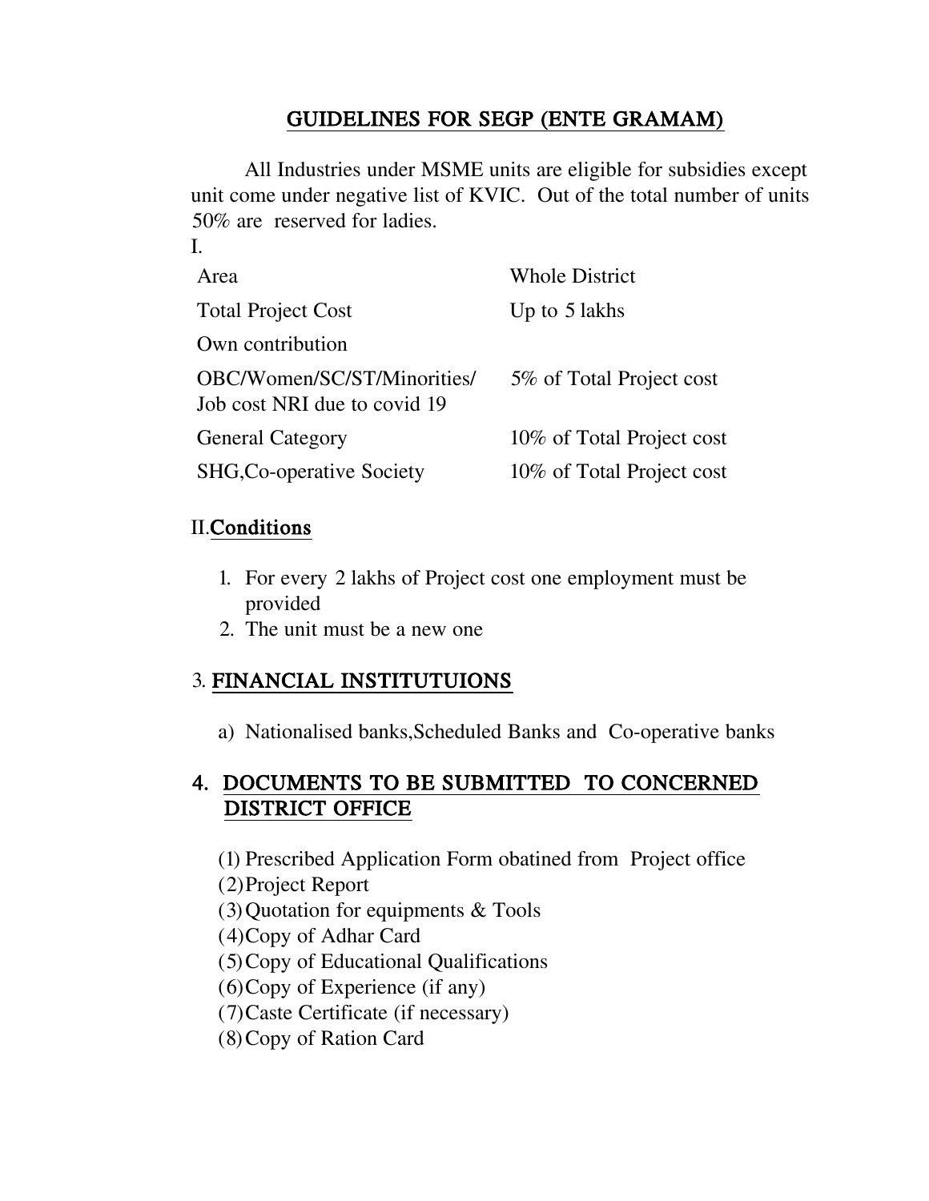## GUIDELINES FOR SEGP (ENTE GRAMAM)

All Industries under MSME units are eligible for subsidies except unit come under negative list of KVIC. Out of the total number of units 50% are reserved for ladies.

I.

| | |
|---|---|
| Area | Whole District |
| Total Project Cost | Up to 5 lakhs |
| Own contribution | |
| OBC/Women/SC/ST/Minorities/ Job cost NRI due to covid 19 | 5% of Total Project cost |
| General Category | 10% of Total Project cost |
| SHG,Co-operative Society | 10% of Total Project cost |

### II. Conditions

1. For every 2 lakhs of Project cost one employment must be provided
2. The unit must be a new one

### 3. FINANCIAL INSTITUTUIONS

a) Nationalised banks,Scheduled Banks and Co-operative banks

### 4. DOCUMENTS TO BE SUBMITTED TO CONCERNED DISTRICT OFFICE

(1) Prescribed Application Form obatined from Project office
(2) Project Report
(3) Quotation for equipments & Tools
(4) Copy of Adhar Card
(5) Copy of Educational Qualifications
(6) Copy of Experience (if any)
(7) Caste Certificate (if necessary)
(8) Copy of Ration Card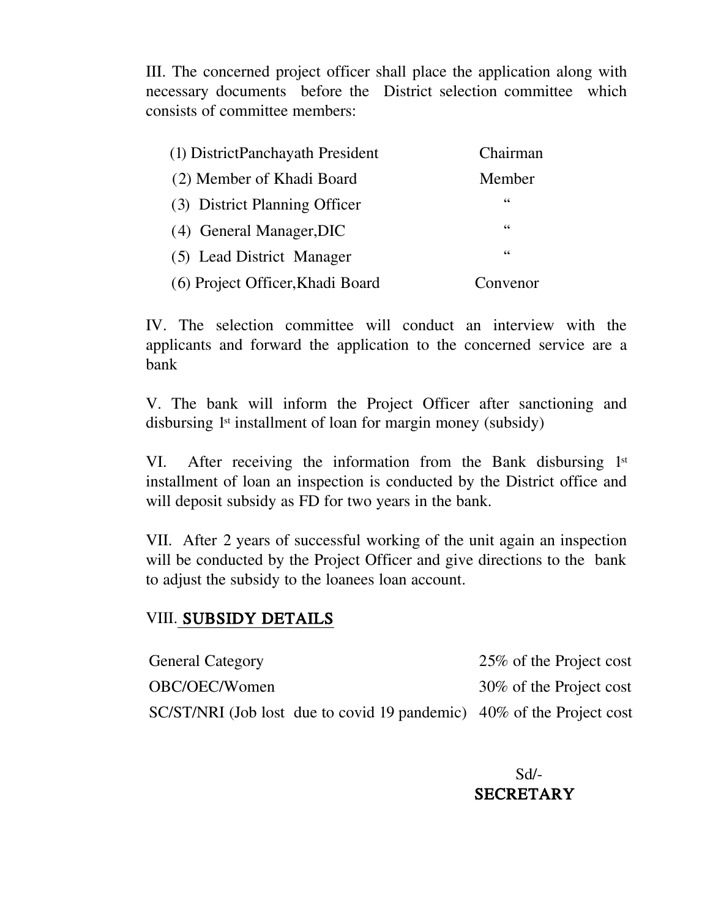III. The concerned project officer shall place the application along with necessary documents before the District selection committee which consists of committee members:

| | |
|---|---|
| (1) DistrictPanchayath President | Chairman |
| (2) Member of Khadi Board | Member |
| (3) District Planning Officer | " |
| (4) General Manager,DIC | " |
| (5) Lead District Manager | " |
| (6) Project Officer,Khadi Board | Convenor |

IV. The selection committee will conduct an interview with the applicants and forward the application to the concerned service are a bank

V. The bank will inform the Project Officer after sanctioning and disbursing 1st installment of loan for margin money (subsidy)

VI. After receiving the information from the Bank disbursing 1st installment of loan an inspection is conducted by the District office and will deposit subsidy as FD for two years in the bank.

VII. After 2 years of successful working of the unit again an inspection will be conducted by the Project Officer and give directions to the bank to adjust the subsidy to the loanees loan account.

VIII. **SUBSIDY DETAILS**

| | |
|---|---|
| General Category | 25% of the Project cost |
| OBC/OEC/Women | 30% of the Project cost |
| SC/ST/NRI (Job lost due to covid 19 pandemic) | 40% of the Project cost |

Sd/-
**SECRETARY**